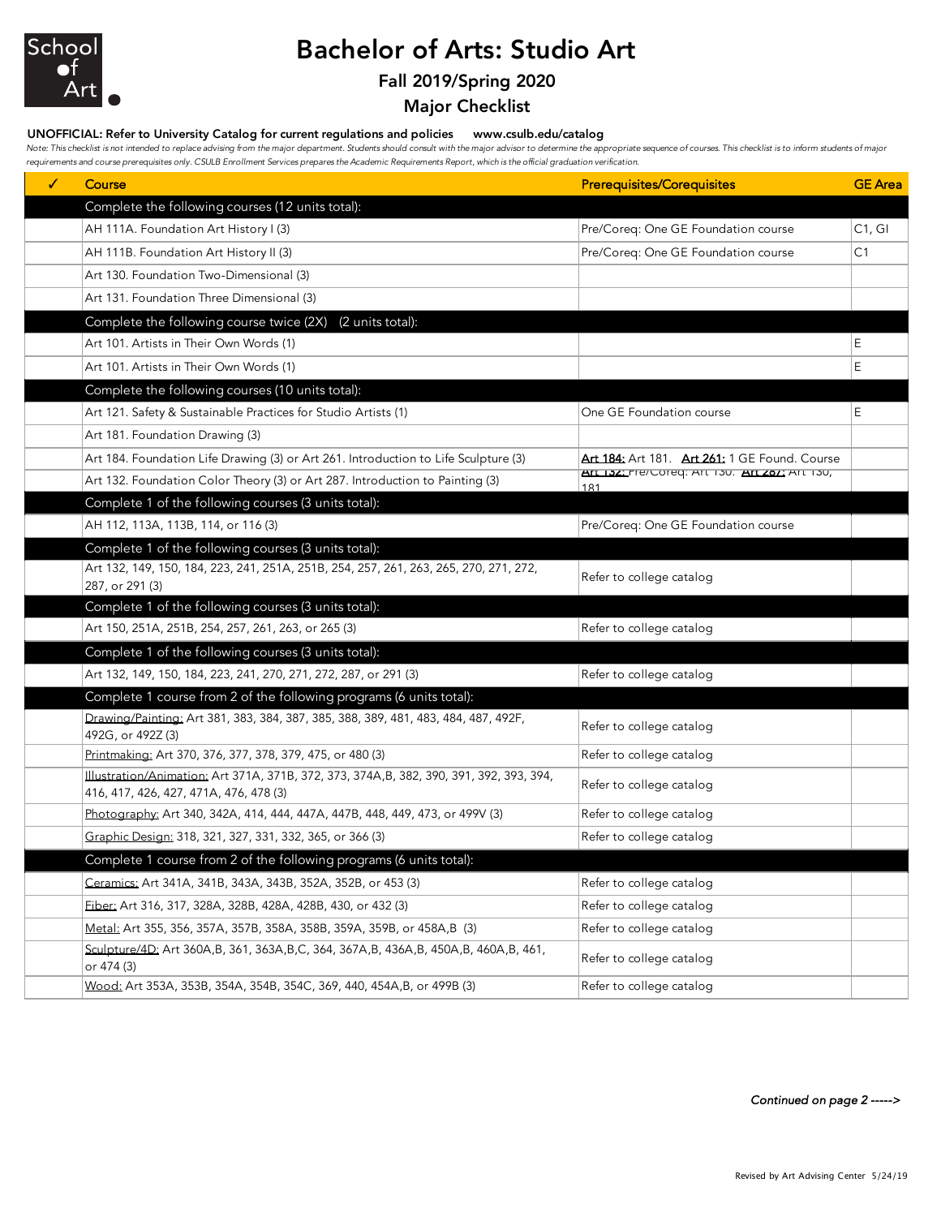# Bachelor of Arts: Studio Art

## Fall 2019/Spring 2020

## Major Checklist

**UNOFFICIAL: Refer to University Catalog for current regulations and policies www.csulb.edu/catalog**

*Note: This checklist is not intended to replace advising from the major department. Students should consult with the major advisor to determine the appropriate sequence of courses. This checklist is to inform students of major requirements and course prerequisites only. CSULB Enrollment Services prepares the Academic Requirements Report, which is the official graduation verification.*

| ✓ | Course | Prerequisites/Corequisites | GE Area |
|---|---|---|---|
| | **Complete the following courses (12 units total):** | | |
| | AH 111A. Foundation Art History I (3) | Pre/Coreq: One GE Foundation course | C1, GI |
| | AH 111B. Foundation Art History II (3) | Pre/Coreq: One GE Foundation course | C1 |
| | Art 130. Foundation Two-Dimensional (3) | | |
| | Art 131. Foundation Three Dimensional (3) | | |
| | **Complete the following course twice (2X) (2 units total):** | | |
| | Art 101. Artists in Their Own Words (1) | | E |
| | Art 101. Artists in Their Own Words (1) | | E |
| | **Complete the following courses (10 units total):** | | |
| | Art 121. Safety & Sustainable Practices for Studio Artists (1) | One GE Foundation course | E |
| | Art 181. Foundation Drawing (3) | | |
| | Art 184. Foundation Life Drawing (3) or Art 261. Introduction to Life Sculpture (3) | Art 184: Art 181. Art 261: 1 GE Found. Course | |
| | Art 132. Foundation Color Theory (3) or Art 287. Introduction to Painting (3) | Art 132: Pre/Coreq: Art 130. Art 287: Art 130, 181 | |
| | **Complete 1 of the following courses (3 units total):** | | |
| | AH 112, 113A, 113B, 114, or 116 (3) | Pre/Coreq: One GE Foundation course | |
| | **Complete 1 of the following courses (3 units total):** | | |
| | Art 132, 149, 150, 184, 223, 241, 251A, 251B, 254, 257, 261, 263, 265, 270, 271, 272, 287, or 291 (3) | Refer to college catalog | |
| | **Complete 1 of the following courses (3 units total):** | | |
| | Art 150, 251A, 251B, 254, 257, 261, 263, or 265 (3) | Refer to college catalog | |
| | **Complete 1 of the following courses (3 units total):** | | |
| | Art 132, 149, 150, 184, 223, 241, 270, 271, 272, 287, or 291 (3) | Refer to college catalog | |
| | **Complete 1 course from 2 of the following programs (6 units total):** | | |
| | Drawing/Painting: Art 381, 383, 384, 387, 385, 388, 389, 481, 483, 484, 487, 492F, 492G, or 492Z (3) | Refer to college catalog | |
| | Printmaking: Art 370, 376, 377, 378, 379, 475, or 480 (3) | Refer to college catalog | |
| | Illustration/Animation: Art 371A, 371B, 372, 373, 374A,B, 382, 390, 391, 392, 393, 394, 416, 417, 426, 427, 471A, 476, 478 (3) | Refer to college catalog | |
| | Photography: Art 340, 342A, 414, 444, 447A, 447B, 448, 449, 473, or 499V (3) | Refer to college catalog | |
| | Graphic Design: 318, 321, 327, 331, 332, 365, or 366 (3) | Refer to college catalog | |
| | **Complete 1 course from 2 of the following programs (6 units total):** | | |
| | Ceramics: Art 341A, 341B, 343A, 343B, 352A, 352B, or 453 (3) | Refer to college catalog | |
| | Fiber: Art 316, 317, 328A, 328B, 428A, 428B, 430, or 432 (3) | Refer to college catalog | |
| | Metal: Art 355, 356, 357A, 357B, 358A, 358B, 359A, 359B, or 458A,B (3) | Refer to college catalog | |
| | Sculpture/4D: Art 360A,B, 361, 363A,B,C, 364, 367A,B, 436A,B, 450A,B, 460A,B, 461, or 474 (3) | Refer to college catalog | |
| | Wood: Art 353A, 353B, 354A, 354B, 354C, 369, 440, 454A,B, or 499B (3) | Refer to college catalog | |

*Continued on page 2 ----->*

Revised by Art Advising Center 5/24/19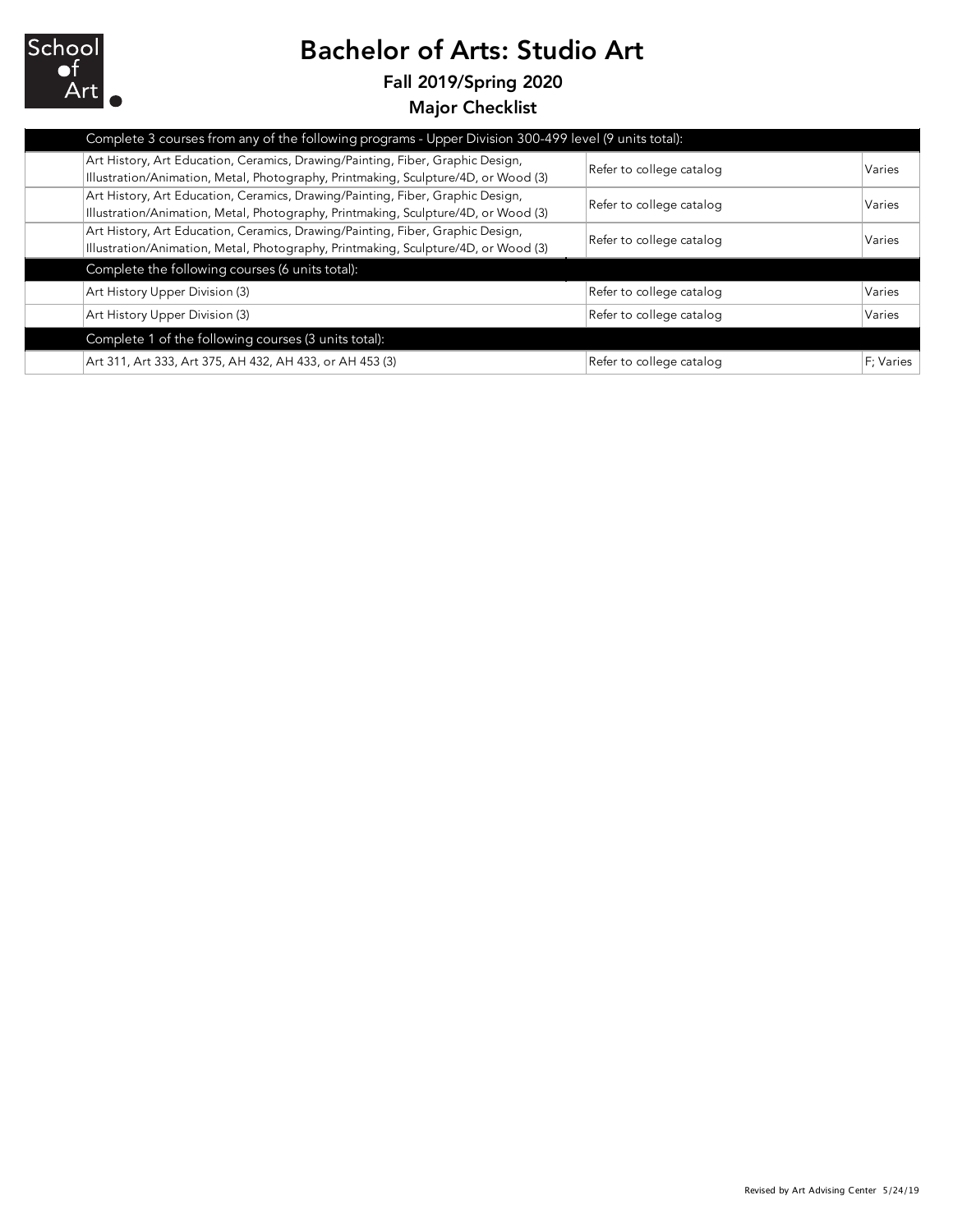# Bachelor of Arts: Studio Art

### Fall 2019/Spring 2020

### Major Checklist

| | | | |
|---|---|---|---|
| | **Complete 3 courses from any of the following programs - Upper Division 300-499 level (9 units total):** | | |
| | Art History, Art Education, Ceramics, Drawing/Painting, Fiber, Graphic Design, Illustration/Animation, Metal, Photography, Printmaking, Sculpture/4D, or Wood (3) | Refer to college catalog | Varies |
| | Art History, Art Education, Ceramics, Drawing/Painting, Fiber, Graphic Design, Illustration/Animation, Metal, Photography, Printmaking, Sculpture/4D, or Wood (3) | Refer to college catalog | Varies |
| | Art History, Art Education, Ceramics, Drawing/Painting, Fiber, Graphic Design, Illustration/Animation, Metal, Photography, Printmaking, Sculpture/4D, or Wood (3) | Refer to college catalog | Varies |
| | **Complete the following courses (6 units total):** | | |
| | Art History Upper Division (3) | Refer to college catalog | Varies |
| | Art History Upper Division (3) | Refer to college catalog | Varies |
| | **Complete 1 of the following courses (3 units total):** | | |
| | Art 311, Art 333, Art 375, AH 432, AH 433, or AH 453 (3) | Refer to college catalog | F; Varies |

Revised by Art Advising Center 5/24/19